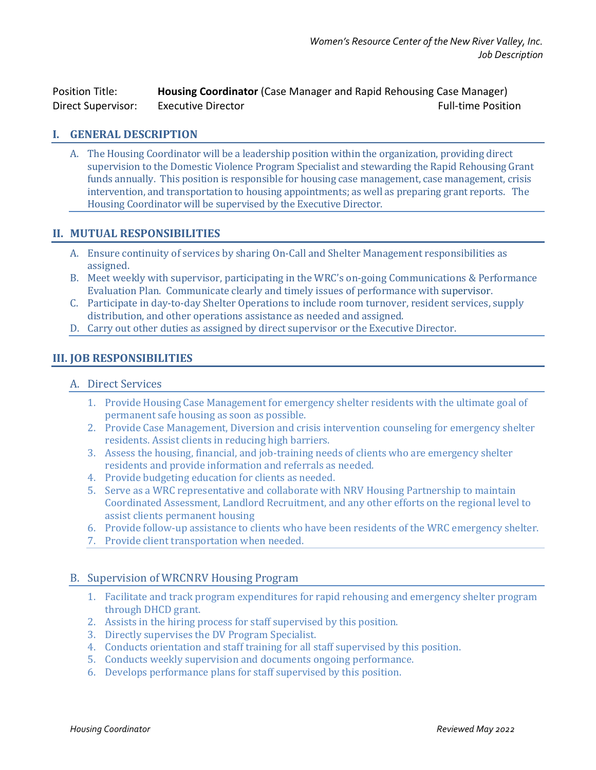*Women's Resource Center of the New River Valley, Inc.*
*Job Description*

Position Title: **Housing Coordinator** (Case Manager and Rapid Rehousing Case Manager)
Direct Supervisor: Executive Director — Full-time Position

## I. GENERAL DESCRIPTION

A. The Housing Coordinator will be a leadership position within the organization, providing direct supervision to the Domestic Violence Program Specialist and stewarding the Rapid Rehousing Grant funds annually. This position is responsible for housing case management, case management, crisis intervention, and transportation to housing appointments; as well as preparing grant reports. The Housing Coordinator will be supervised by the Executive Director.

## II. MUTUAL RESPONSIBILITIES

A. Ensure continuity of services by sharing On-Call and Shelter Management responsibilities as assigned.
B. Meet weekly with supervisor, participating in the WRC's on-going Communications & Performance Evaluation Plan. Communicate clearly and timely issues of performance with supervisor.
C. Participate in day-to-day Shelter Operations to include room turnover, resident services, supply distribution, and other operations assistance as needed and assigned.
D. Carry out other duties as assigned by direct supervisor or the Executive Director.

## III. JOB RESPONSIBILITIES

### A. Direct Services

1. Provide Housing Case Management for emergency shelter residents with the ultimate goal of permanent safe housing as soon as possible.
2. Provide Case Management, Diversion and crisis intervention counseling for emergency shelter residents. Assist clients in reducing high barriers.
3. Assess the housing, financial, and job-training needs of clients who are emergency shelter residents and provide information and referrals as needed.
4. Provide budgeting education for clients as needed.
5. Serve as a WRC representative and collaborate with NRV Housing Partnership to maintain Coordinated Assessment, Landlord Recruitment, and any other efforts on the regional level to assist clients permanent housing
6. Provide follow-up assistance to clients who have been residents of the WRC emergency shelter.
7. Provide client transportation when needed.

### B. Supervision of WRCNRV Housing Program

1. Facilitate and track program expenditures for rapid rehousing and emergency shelter program through DHCD grant.
2. Assists in the hiring process for staff supervised by this position.
3. Directly supervises the DV Program Specialist.
4. Conducts orientation and staff training for all staff supervised by this position.
5. Conducts weekly supervision and documents ongoing performance.
6. Develops performance plans for staff supervised by this position.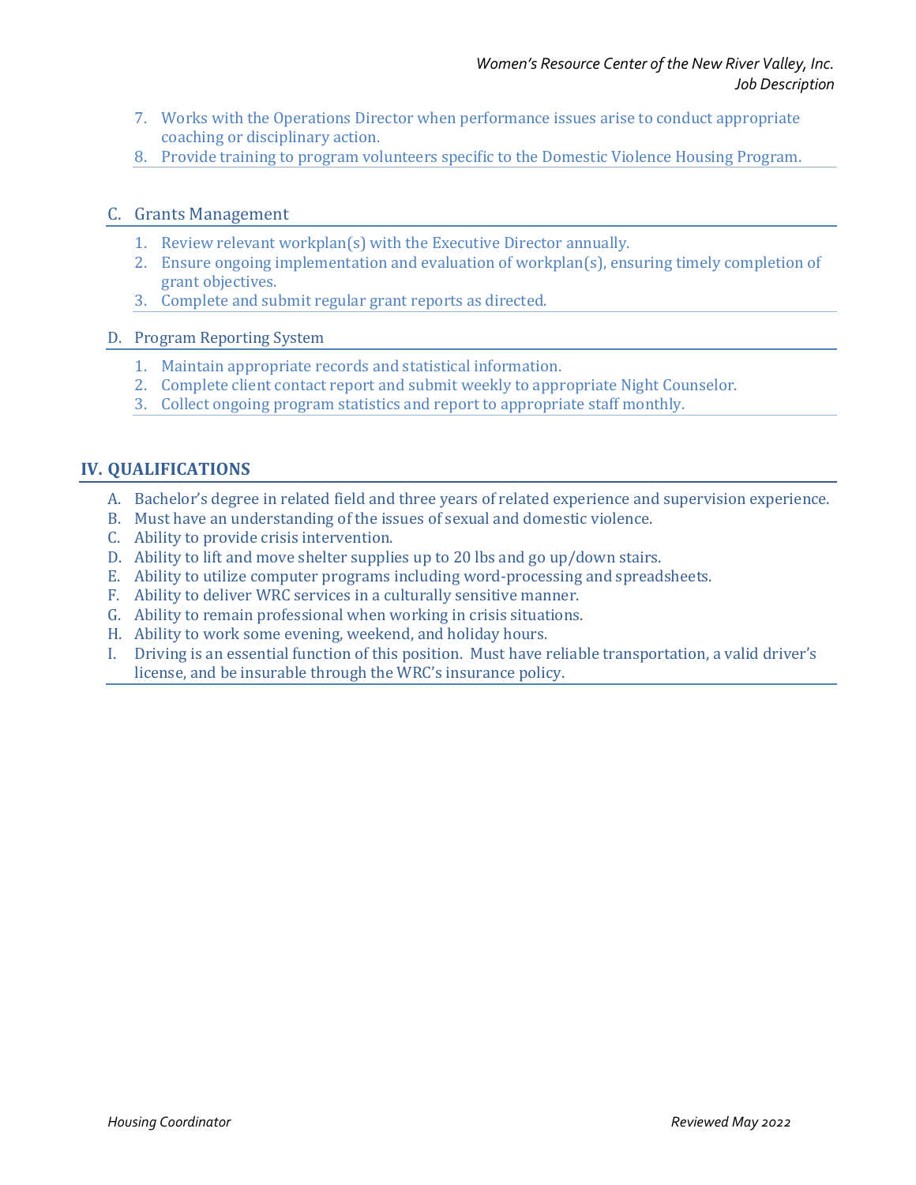7. Works with the Operations Director when performance issues arise to conduct appropriate coaching or disciplinary action.
8. Provide training to program volunteers specific to the Domestic Violence Housing Program.

C. Grants Management

1. Review relevant workplan(s) with the Executive Director annually.
2. Ensure ongoing implementation and evaluation of workplan(s), ensuring timely completion of grant objectives.
3. Complete and submit regular grant reports as directed.

D. Program Reporting System

1. Maintain appropriate records and statistical information.
2. Complete client contact report and submit weekly to appropriate Night Counselor.
3. Collect ongoing program statistics and report to appropriate staff monthly.

## IV. QUALIFICATIONS

A. Bachelor's degree in related field and three years of related experience and supervision experience.
B. Must have an understanding of the issues of sexual and domestic violence.
C. Ability to provide crisis intervention.
D. Ability to lift and move shelter supplies up to 20 lbs and go up/down stairs.
E. Ability to utilize computer programs including word-processing and spreadsheets.
F. Ability to deliver WRC services in a culturally sensitive manner.
G. Ability to remain professional when working in crisis situations.
H. Ability to work some evening, weekend, and holiday hours.
I. Driving is an essential function of this position. Must have reliable transportation, a valid driver's license, and be insurable through the WRC's insurance policy.